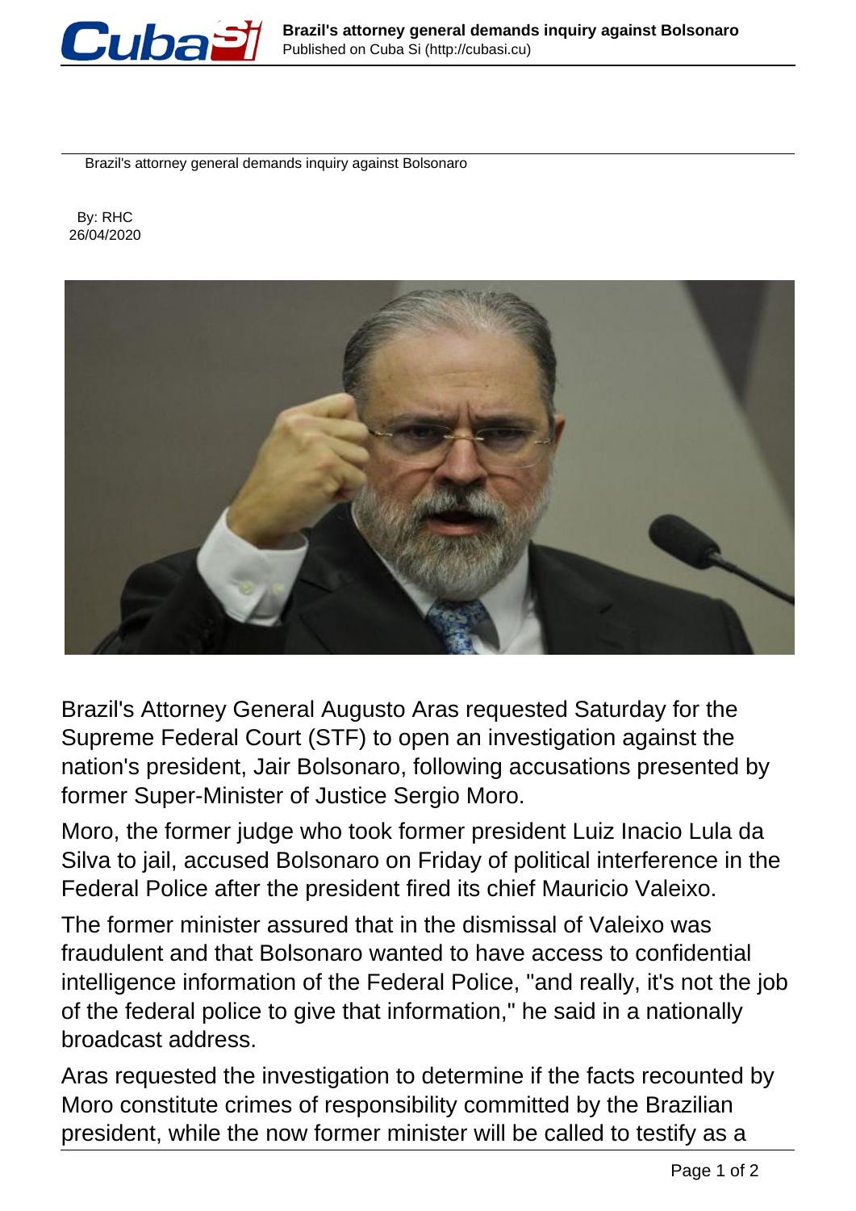Brazil's attorney general demands inquiry against Bolsonaro

By: RHC
26/04/2020

Brazil's Attorney General Augusto Aras requested Saturday for the Supreme Federal Court (STF) to open an investigation against the nation's president, Jair Bolsonaro, following accusations presented by former Super-Minister of Justice Sergio Moro.

Moro, the former judge who took former president Luiz Inacio Lula da Silva to jail, accused Bolsonaro on Friday of political interference in the Federal Police after the president fired its chief Mauricio Valeixo.

The former minister assured that in the dismissal of Valeixo was fraudulent and that Bolsonaro wanted to have access to confidential intelligence information of the Federal Police, "and really, it's not the job of the federal police to give that information," he said in a nationally broadcast address.

Aras requested the investigation to determine if the facts recounted by Moro constitute crimes of responsibility committed by the Brazilian president, while the now former minister will be called to testify as a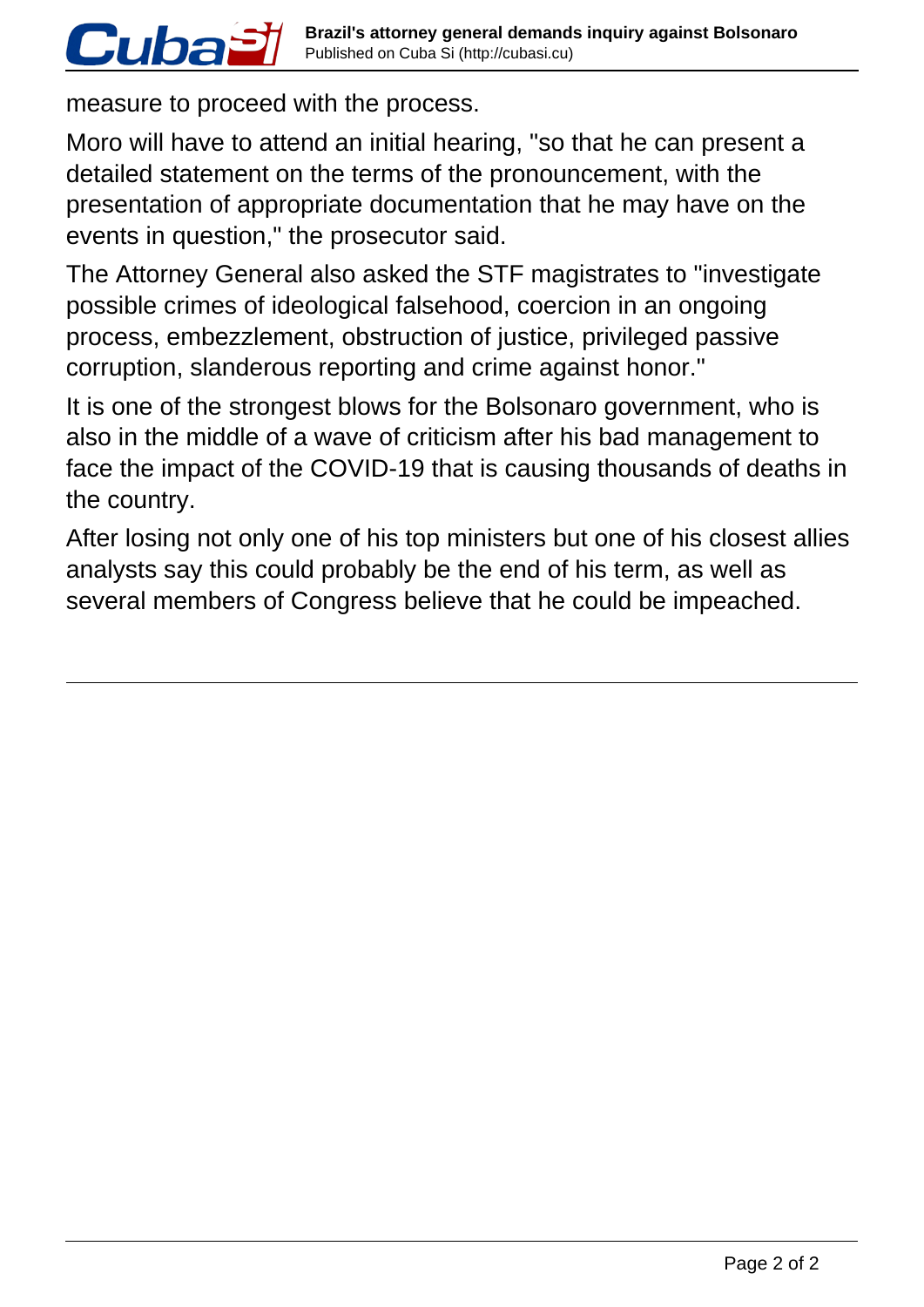measure to proceed with the process.

Moro will have to attend an initial hearing, "so that he can present a detailed statement on the terms of the pronouncement, with the presentation of appropriate documentation that he may have on the events in question," the prosecutor said.

The Attorney General also asked the STF magistrates to "investigate possible crimes of ideological falsehood, coercion in an ongoing process, embezzlement, obstruction of justice, privileged passive corruption, slanderous reporting and crime against honor."

It is one of the strongest blows for the Bolsonaro government, who is also in the middle of a wave of criticism after his bad management to face the impact of the COVID-19 that is causing thousands of deaths in the country.

After losing not only one of his top ministers but one of his closest allies analysts say this could probably be the end of his term, as well as several members of Congress believe that he could be impeached.